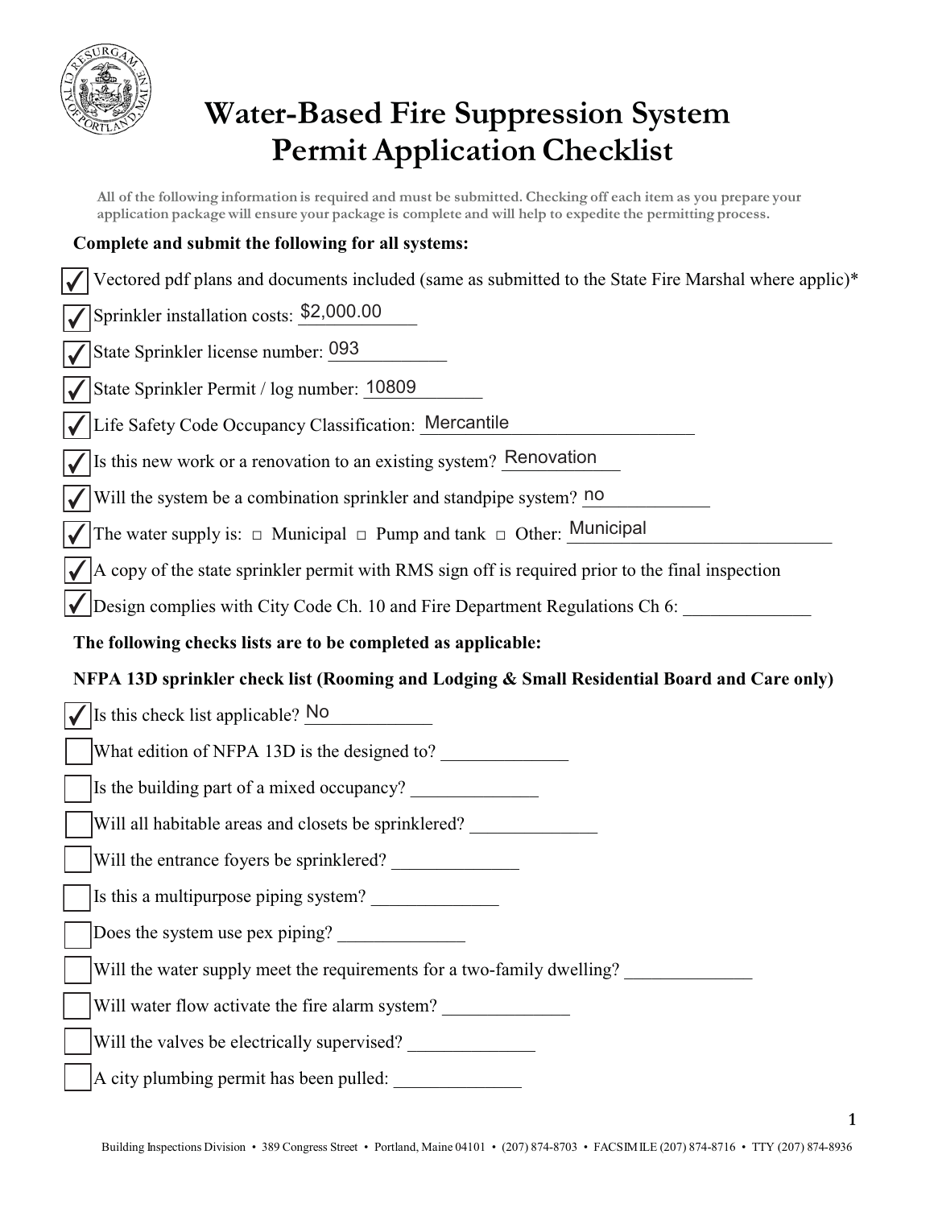# Water-Based Fire Suppression System Permit Application Checklist

All of the following information is required and must be submitted. Checking off each item as you prepare your application package will ensure your package is complete and will help to expedite the permitting process.

**Complete and submit the following for all systems:**

- [x] Vectored pdf plans and documents included (same as submitted to the State Fire Marshal where applic)*
- [x] Sprinkler installation costs: $2,000.00
- [x] State Sprinkler license number: 093
- [x] State Sprinkler Permit / log number: 10809
- [x] Life Safety Code Occupancy Classification: Mercantile
- [x] Is this new work or a renovation to an existing system? Renovation
- [x] Will the system be a combination sprinkler and standpipe system? no
- [x] The water supply is: □ Municipal □ Pump and tank □ Other: Municipal
- [x] A copy of the state sprinkler permit with RMS sign off is required prior to the final inspection
- [x] Design complies with City Code Ch. 10 and Fire Department Regulations Ch 6: ______________

**The following checks lists are to be completed as applicable:**

**NFPA 13D sprinkler check list (Rooming and Lodging & Small Residential Board and Care only)**

- [x] Is this check list applicable? No
- [ ] What edition of NFPA 13D is the designed to? ______________
- [ ] Is the building part of a mixed occupancy? ______________
- [ ] Will all habitable areas and closets be sprinklered? ______________
- [ ] Will the entrance foyers be sprinklered? ______________
- [ ] Is this a multipurpose piping system? ______________
- [ ] Does the system use pex piping? ______________
- [ ] Will the water supply meet the requirements for a two-family dwelling? ______________
- [ ] Will water flow activate the fire alarm system? ______________
- [ ] Will the valves be electrically supervised? ______________
- [ ] A city plumbing permit has been pulled: ______________

Building Inspections Division • 389 Congress Street • Portland, Maine 04101 • (207) 874-8703 • FACSIMILE (207) 874-8716 • TTY (207) 874-8936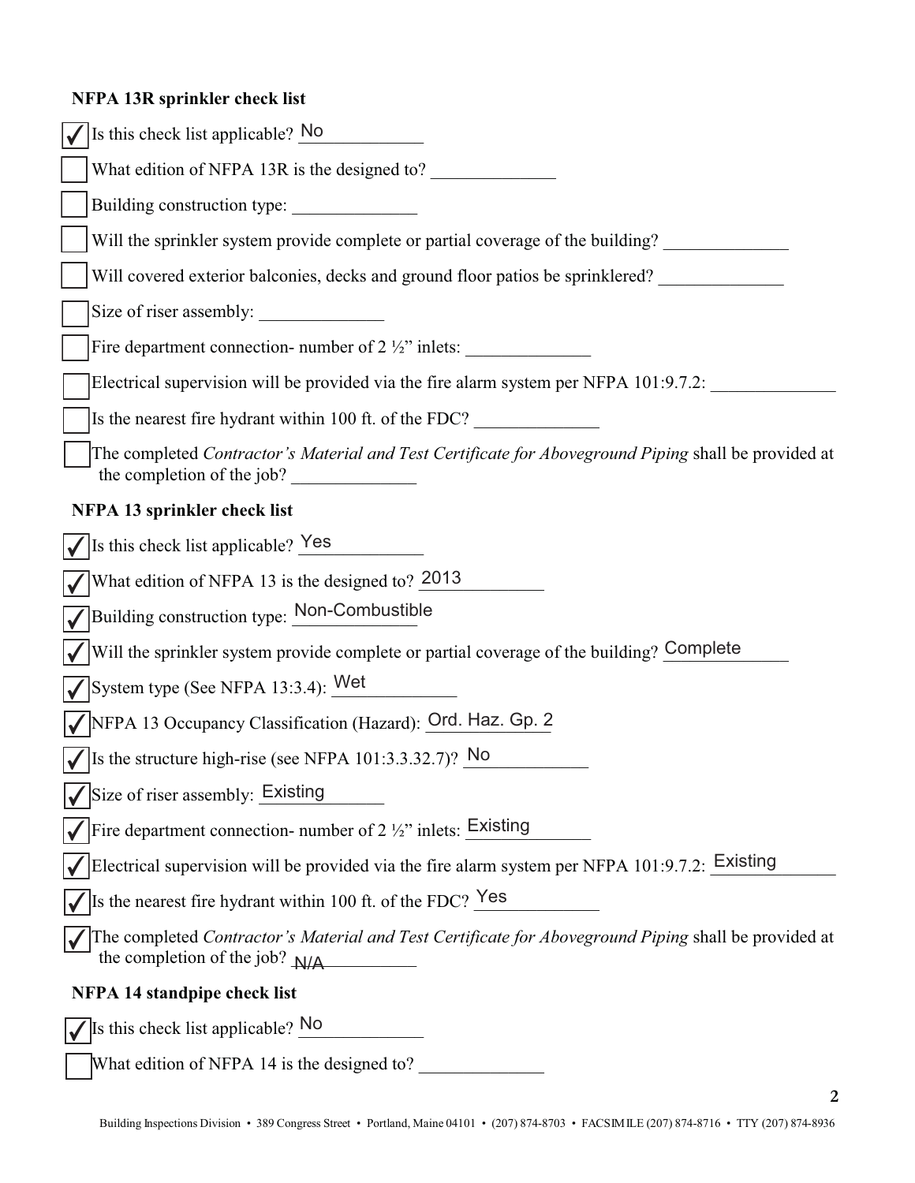**NFPA 13R sprinkler check list**

- [x] Is this check list applicable? No
- [ ] What edition of NFPA 13R is the designed to? ______________
- [ ] Building construction type: ______________
- [ ] Will the sprinkler system provide complete or partial coverage of the building? ______________
- [ ] Will covered exterior balconies, decks and ground floor patios be sprinklered? ______________
- [ ] Size of riser assembly: ______________
- [ ] Fire department connection- number of 2 ½" inlets: ______________
- [ ] Electrical supervision will be provided via the fire alarm system per NFPA 101:9.7.2: ______________
- [ ] Is the nearest fire hydrant within 100 ft. of the FDC? ______________
- [ ] The completed *Contractor's Material and Test Certificate for Aboveground Piping* shall be provided at the completion of the job? ______________

**NFPA 13 sprinkler check list**

- [x] Is this check list applicable? Yes
- [x] What edition of NFPA 13 is the designed to? 2013
- [x] Building construction type: Non-Combustible
- [x] Will the sprinkler system provide complete or partial coverage of the building? Complete
- [x] System type (See NFPA 13:3.4): Wet
- [x] NFPA 13 Occupancy Classification (Hazard): Ord. Haz. Gp. 2
- [x] Is the structure high-rise (see NFPA 101:3.3.32.7)? No
- [x] Size of riser assembly: Existing
- [x] Fire department connection- number of 2 ½" inlets: Existing
- [x] Electrical supervision will be provided via the fire alarm system per NFPA 101:9.7.2: Existing
- [x] Is the nearest fire hydrant within 100 ft. of the FDC? Yes
- [x] The completed *Contractor's Material and Test Certificate for Aboveground Piping* shall be provided at the completion of the job? N/A

**NFPA 14 standpipe check list**

- [x] Is this check list applicable? No
- [ ] What edition of NFPA 14 is the designed to? ______________

Building Inspections Division • 389 Congress Street • Portland, Maine 04101 • (207) 874-8703 • FACSIMILE (207) 874-8716 • TTY (207) 874-8936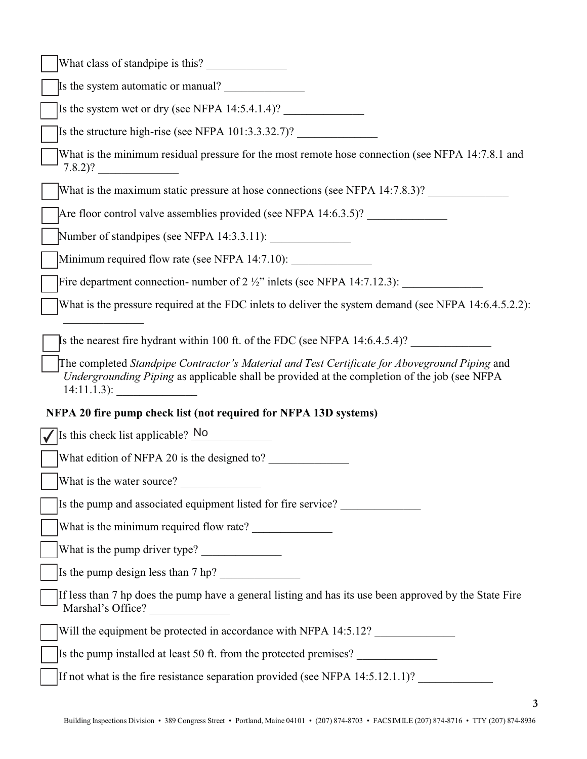- [ ] What class of standpipe is this? ______________
- [ ] Is the system automatic or manual? ______________
- [ ] Is the system wet or dry (see NFPA 14:5.4.1.4)? ______________
- [ ] Is the structure high-rise (see NFPA 101:3.3.32.7)? ______________
- [ ] What is the minimum residual pressure for the most remote hose connection (see NFPA 14:7.8.1 and 7.8.2)? ______________
- [ ] What is the maximum static pressure at hose connections (see NFPA 14:7.8.3)? ______________
- [ ] Are floor control valve assemblies provided (see NFPA 14:6.3.5)? ______________
- [ ] Number of standpipes (see NFPA 14:3.3.11): ______________
- [ ] Minimum required flow rate (see NFPA 14:7.10): ______________
- [ ] Fire department connection- number of 2 ½" inlets (see NFPA 14:7.12.3): ______________
- [ ] What is the pressure required at the FDC inlets to deliver the system demand (see NFPA 14:6.4.5.2.2): ______________
- [ ] Is the nearest fire hydrant within 100 ft. of the FDC (see NFPA 14:6.4.5.4)? ______________
- [ ] The completed *Standpipe Contractor's Material and Test Certificate for Aboveground Piping* and *Undergrounding Piping* as applicable shall be provided at the completion of the job (see NFPA 14:11.1.3): ______________

**NFPA 20 fire pump check list (not required for NFPA 13D systems)**

- [x] Is this check list applicable? No
- [ ] What edition of NFPA 20 is the designed to? ______________
- [ ] What is the water source? ______________
- [ ] Is the pump and associated equipment listed for fire service? ______________
- [ ] What is the minimum required flow rate? ______________
- [ ] What is the pump driver type? ______________
- [ ] Is the pump design less than 7 hp? ______________
- [ ] If less than 7 hp does the pump have a general listing and has its use been approved by the State Fire Marshal's Office? ______________
- [ ] Will the equipment be protected in accordance with NFPA 14:5.12? ______________
- [ ] Is the pump installed at least 50 ft. from the protected premises? ______________
- [ ] If not what is the fire resistance separation provided (see NFPA 14:5.12.1.1)? ______________

Building Inspections Division • 389 Congress Street • Portland, Maine 04101 • (207) 874-8703 • FACSIMILE (207) 874-8716 • TTY (207) 874-8936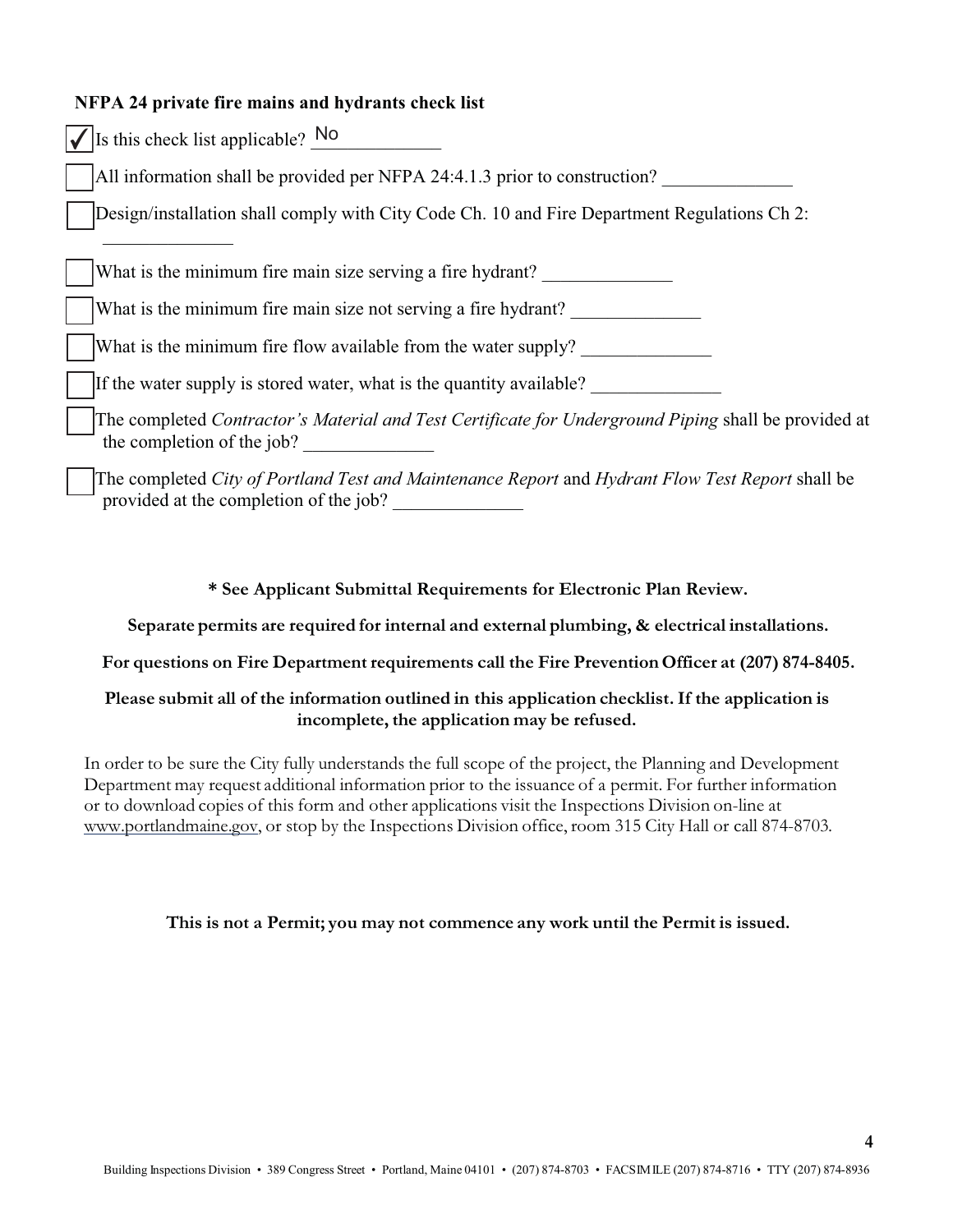**NFPA 24 private fire mains and hydrants check list**

- [x] Is this check list applicable? No
- [ ] All information shall be provided per NFPA 24:4.1.3 prior to construction? ______________
- [ ] Design/installation shall comply with City Code Ch. 10 and Fire Department Regulations Ch 2: ______________
- [ ] What is the minimum fire main size serving a fire hydrant? ______________
- [ ] What is the minimum fire main size not serving a fire hydrant? ______________
- [ ] What is the minimum fire flow available from the water supply? ______________
- [ ] If the water supply is stored water, what is the quantity available? ______________
- [ ] The completed *Contractor's Material and Test Certificate for Underground Piping* shall be provided at the completion of the job? ______________
- [ ] The completed *City of Portland Test and Maintenance Report* and *Hydrant Flow Test Report* shall be provided at the completion of the job? ______________

**\* See Applicant Submittal Requirements for Electronic Plan Review.**

**Separate permits are required for internal and external plumbing, & electrical installations.**

**For questions on Fire Department requirements call the Fire Prevention Officer at (207) 874-8405.**

**Please submit all of the information outlined in this application checklist. If the application is incomplete, the application may be refused.**

In order to be sure the City fully understands the full scope of the project, the Planning and Development Department may request additional information prior to the issuance of a permit. For further information or to download copies of this form and other applications visit the Inspections Division on-line at www.portlandmaine.gov, or stop by the Inspections Division office, room 315 City Hall or call 874-8703.

**This is not a Permit; you may not commence any work until the Permit is issued.**

Building Inspections Division • 389 Congress Street • Portland, Maine 04101 • (207) 874-8703 • FACSIMILE (207) 874-8716 • TTY (207) 874-8936